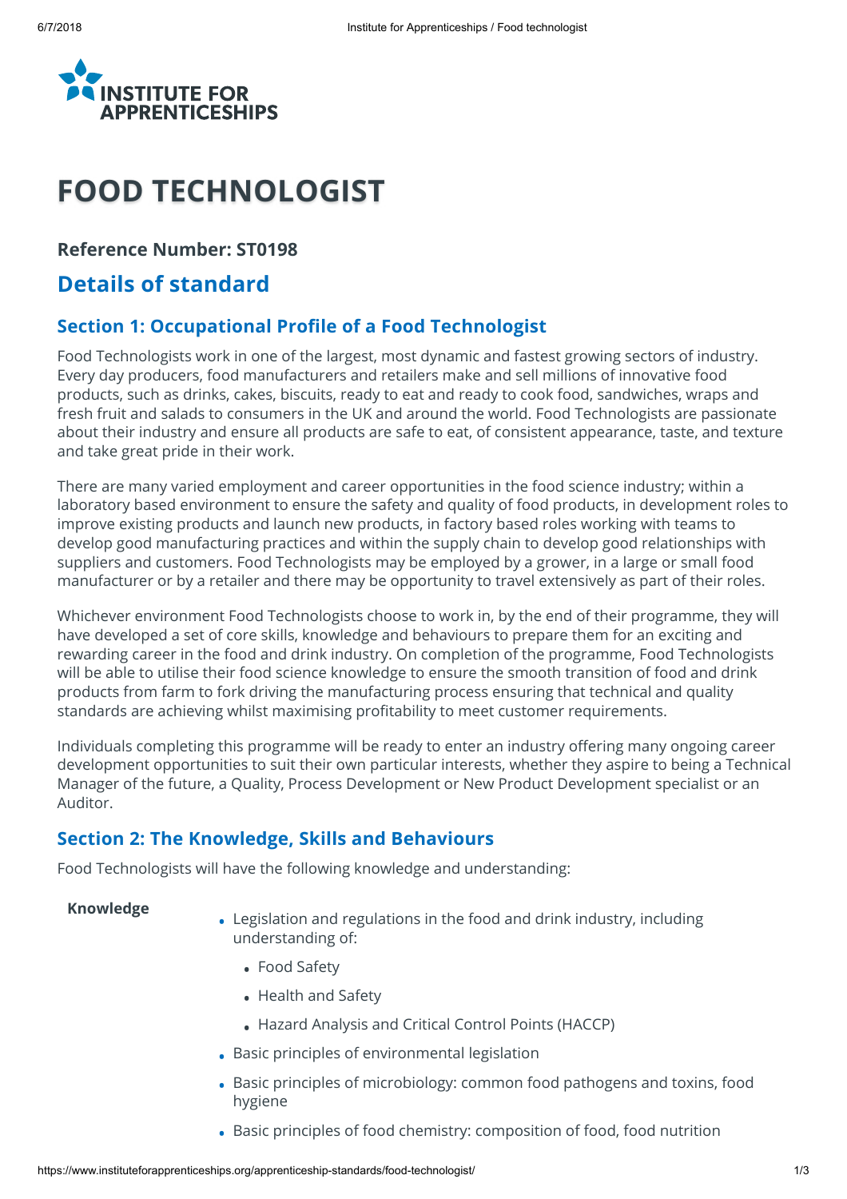# FOOD TECHNOLOGIST

### Reference Number: ST0198

## Details of standard

### Section 1: Occupational Profile of a Food Technologist

Food Technologists work in one of the largest, most dynamic and fastest growing sectors of industry. Every day producers, food manufacturers and retailers make and sell millions of innovative food products, such as drinks, cakes, biscuits, ready to eat and ready to cook food, sandwiches, wraps and fresh fruit and salads to consumers in the UK and around the world. Food Technologists are passionate about their industry and ensure all products are safe to eat, of consistent appearance, taste, and texture and take great pride in their work.

There are many varied employment and career opportunities in the food science industry; within a laboratory based environment to ensure the safety and quality of food products, in development roles to improve existing products and launch new products, in factory based roles working with teams to develop good manufacturing practices and within the supply chain to develop good relationships with suppliers and customers. Food Technologists may be employed by a grower, in a large or small food manufacturer or by a retailer and there may be opportunity to travel extensively as part of their roles.

Whichever environment Food Technologists choose to work in, by the end of their programme, they will have developed a set of core skills, knowledge and behaviours to prepare them for an exciting and rewarding career in the food and drink industry. On completion of the programme, Food Technologists will be able to utilise their food science knowledge to ensure the smooth transition of food and drink products from farm to fork driving the manufacturing process ensuring that technical and quality standards are achieving whilst maximising profitability to meet customer requirements.

Individuals completing this programme will be ready to enter an industry offering many ongoing career development opportunities to suit their own particular interests, whether they aspire to being a Technical Manager of the future, a Quality, Process Development or New Product Development specialist or an Auditor.

### Section 2: The Knowledge, Skills and Behaviours

Food Technologists will have the following knowledge and understanding:

**Knowledge**

- Legislation and regulations in the food and drink industry, including understanding of:
  - Food Safety
  - Health and Safety
  - Hazard Analysis and Critical Control Points (HACCP)
- Basic principles of environmental legislation
- Basic principles of microbiology: common food pathogens and toxins, food hygiene
- Basic principles of food chemistry: composition of food, food nutrition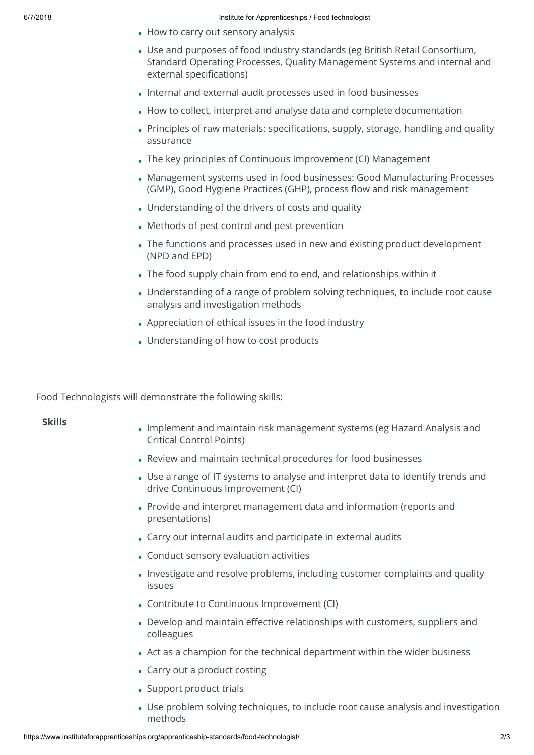- How to carry out sensory analysis
- Use and purposes of food industry standards (eg British Retail Consortium, Standard Operating Processes, Quality Management Systems and internal and external specifications)
- Internal and external audit processes used in food businesses
- How to collect, interpret and analyse data and complete documentation
- Principles of raw materials: specifications, supply, storage, handling and quality assurance
- The key principles of Continuous Improvement (CI) Management
- Management systems used in food businesses: Good Manufacturing Processes (GMP), Good Hygiene Practices (GHP), process flow and risk management
- Understanding of the drivers of costs and quality
- Methods of pest control and pest prevention
- The functions and processes used in new and existing product development (NPD and EPD)
- The food supply chain from end to end, and relationships within it
- Understanding of a range of problem solving techniques, to include root cause analysis and investigation methods
- Appreciation of ethical issues in the food industry
- Understanding of how to cost products

Food Technologists will demonstrate the following skills:

**Skills**

- Implement and maintain risk management systems (eg Hazard Analysis and Critical Control Points)
- Review and maintain technical procedures for food businesses
- Use a range of IT systems to analyse and interpret data to identify trends and drive Continuous Improvement (CI)
- Provide and interpret management data and information (reports and presentations)
- Carry out internal audits and participate in external audits
- Conduct sensory evaluation activities
- Investigate and resolve problems, including customer complaints and quality issues
- Contribute to Continuous Improvement (CI)
- Develop and maintain effective relationships with customers, suppliers and colleagues
- Act as a champion for the technical department within the wider business
- Carry out a product costing
- Support product trials
- Use problem solving techniques, to include root cause analysis and investigation methods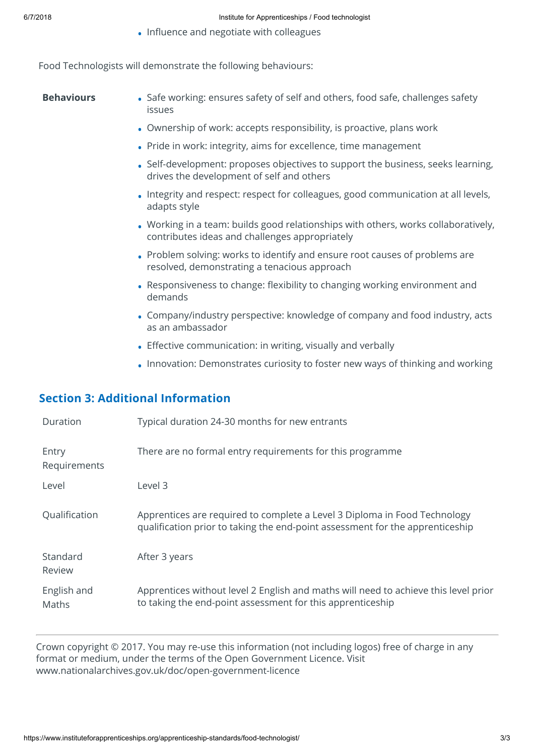- Influence and negotiate with colleagues

Food Technologists will demonstrate the following behaviours:

| | |
|---|---|
| **Behaviours** | • Safe working: ensures safety of self and others, food safe, challenges safety issues<br>• Ownership of work: accepts responsibility, is proactive, plans work<br>• Pride in work: integrity, aims for excellence, time management<br>• Self-development: proposes objectives to support the business, seeks learning, drives the development of self and others<br>• Integrity and respect: respect for colleagues, good communication at all levels, adapts style<br>• Working in a team: builds good relationships with others, works collaboratively, contributes ideas and challenges appropriately<br>• Problem solving: works to identify and ensure root causes of problems are resolved, demonstrating a tenacious approach<br>• Responsiveness to change: flexibility to changing working environment and demands<br>• Company/industry perspective: knowledge of company and food industry, acts as an ambassador<br>• Effective communication: in writing, visually and verbally<br>• Innovation: Demonstrates curiosity to foster new ways of thinking and working |

## Section 3: Additional Information

| | |
|---|---|
| Duration | Typical duration 24-30 months for new entrants |
| Entry Requirements | There are no formal entry requirements for this programme |
| Level | Level 3 |
| Qualification | Apprentices are required to complete a Level 3 Diploma in Food Technology qualification prior to taking the end-point assessment for the apprenticeship |
| Standard Review | After 3 years |
| English and Maths | Apprentices without level 2 English and maths will need to achieve this level prior to taking the end-point assessment for this apprenticeship |

Crown copyright © 2017. You may re-use this information (not including logos) free of charge in any format or medium, under the terms of the Open Government Licence. Visit www.nationalarchives.gov.uk/doc/open-government-licence